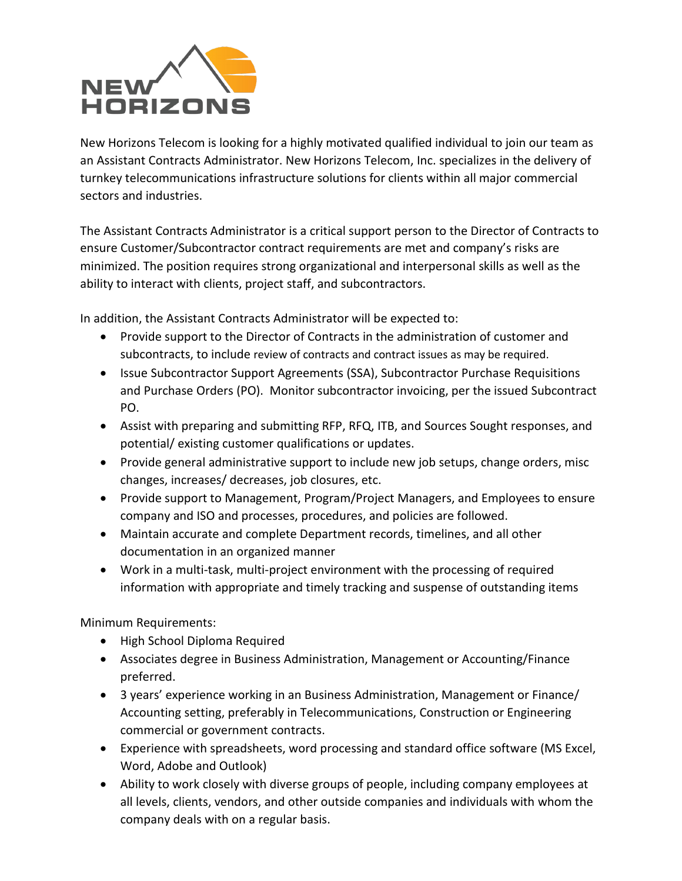New Horizons Telecom is looking for a highly motivated qualified individual to join our team as an Assistant Contracts Administrator. New Horizons Telecom, Inc. specializes in the delivery of turnkey telecommunications infrastructure solutions for clients within all major commercial sectors and industries.

The Assistant Contracts Administrator is a critical support person to the Director of Contracts to ensure Customer/Subcontractor contract requirements are met and company's risks are minimized. The position requires strong organizational and interpersonal skills as well as the ability to interact with clients, project staff, and subcontractors.

In addition, the Assistant Contracts Administrator will be expected to:

- Provide support to the Director of Contracts in the administration of customer and subcontracts, to include review of contracts and contract issues as may be required.
- Issue Subcontractor Support Agreements (SSA), Subcontractor Purchase Requisitions and Purchase Orders (PO). Monitor subcontractor invoicing, per the issued Subcontract PO.
- Assist with preparing and submitting RFP, RFQ, ITB, and Sources Sought responses, and potential/ existing customer qualifications or updates.
- Provide general administrative support to include new job setups, change orders, misc changes, increases/ decreases, job closures, etc.
- Provide support to Management, Program/Project Managers, and Employees to ensure company and ISO and processes, procedures, and policies are followed.
- Maintain accurate and complete Department records, timelines, and all other documentation in an organized manner
- Work in a multi-task, multi-project environment with the processing of required information with appropriate and timely tracking and suspense of outstanding items

Minimum Requirements:

- High School Diploma Required
- Associates degree in Business Administration, Management or Accounting/Finance preferred.
- 3 years' experience working in an Business Administration, Management or Finance/ Accounting setting, preferably in Telecommunications, Construction or Engineering commercial or government contracts.
- Experience with spreadsheets, word processing and standard office software (MS Excel, Word, Adobe and Outlook)
- Ability to work closely with diverse groups of people, including company employees at all levels, clients, vendors, and other outside companies and individuals with whom the company deals with on a regular basis.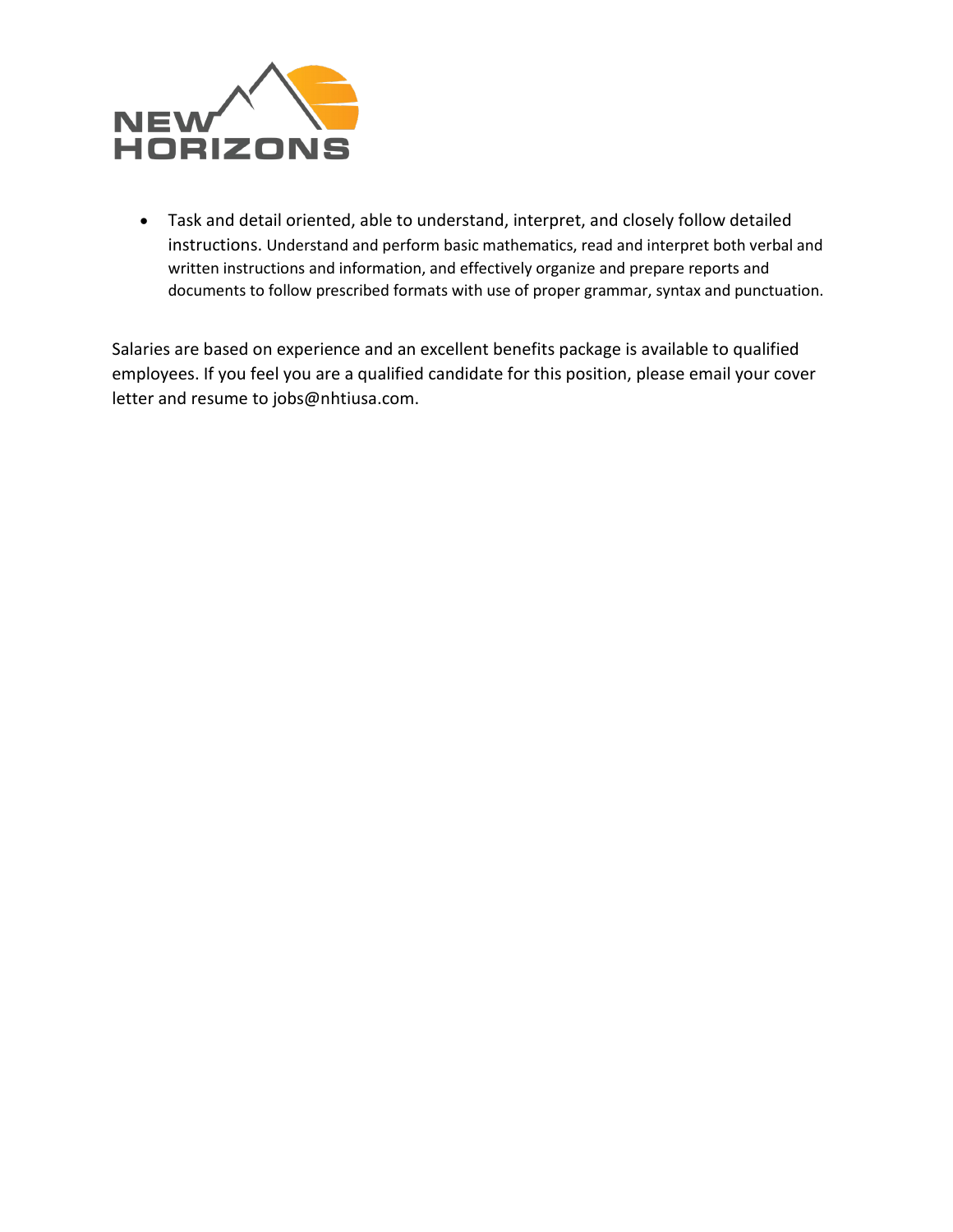- Task and detail oriented, able to understand, interpret, and closely follow detailed instructions. Understand and perform basic mathematics, read and interpret both verbal and written instructions and information, and effectively organize and prepare reports and documents to follow prescribed formats with use of proper grammar, syntax and punctuation.

Salaries are based on experience and an excellent benefits package is available to qualified employees. If you feel you are a qualified candidate for this position, please email your cover letter and resume to jobs@nhtiusa.com.